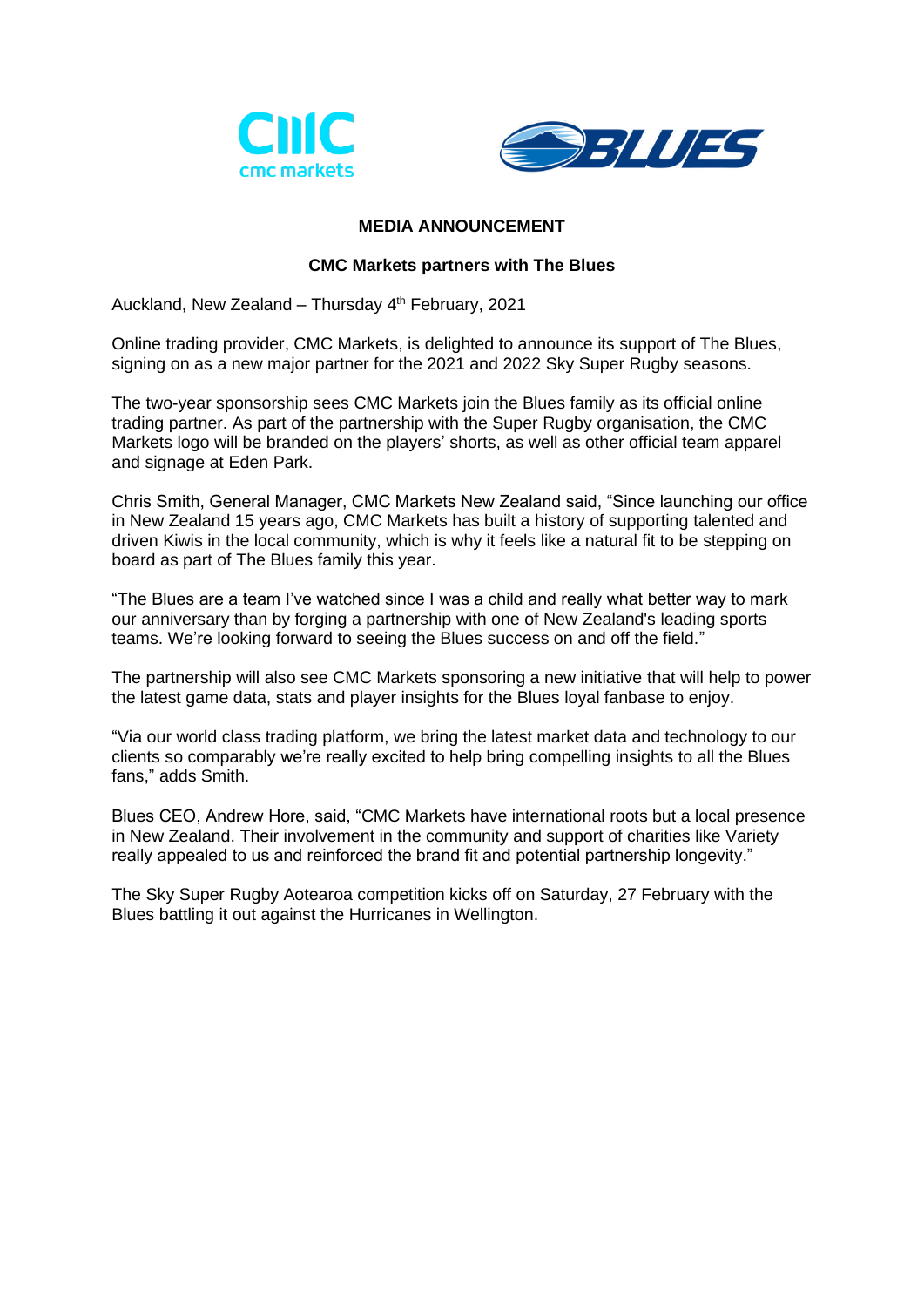**MEDIA ANNOUNCEMENT**

**CMC Markets partners with The Blues**

Auckland, New Zealand – Thursday 4th February, 2021

Online trading provider, CMC Markets, is delighted to announce its support of The Blues, signing on as a new major partner for the 2021 and 2022 Sky Super Rugby seasons.

The two-year sponsorship sees CMC Markets join the Blues family as its official online trading partner. As part of the partnership with the Super Rugby organisation, the CMC Markets logo will be branded on the players' shorts, as well as other official team apparel and signage at Eden Park.

Chris Smith, General Manager, CMC Markets New Zealand said, "Since launching our office in New Zealand 15 years ago, CMC Markets has built a history of supporting talented and driven Kiwis in the local community, which is why it feels like a natural fit to be stepping on board as part of The Blues family this year.

"The Blues are a team I've watched since I was a child and really what better way to mark our anniversary than by forging a partnership with one of New Zealand's leading sports teams. We're looking forward to seeing the Blues success on and off the field."

The partnership will also see CMC Markets sponsoring a new initiative that will help to power the latest game data, stats and player insights for the Blues loyal fanbase to enjoy.

"Via our world class trading platform, we bring the latest market data and technology to our clients so comparably we're really excited to help bring compelling insights to all the Blues fans," adds Smith.

Blues CEO, Andrew Hore, said, "CMC Markets have international roots but a local presence in New Zealand. Their involvement in the community and support of charities like Variety really appealed to us and reinforced the brand fit and potential partnership longevity."

The Sky Super Rugby Aotearoa competition kicks off on Saturday, 27 February with the Blues battling it out against the Hurricanes in Wellington.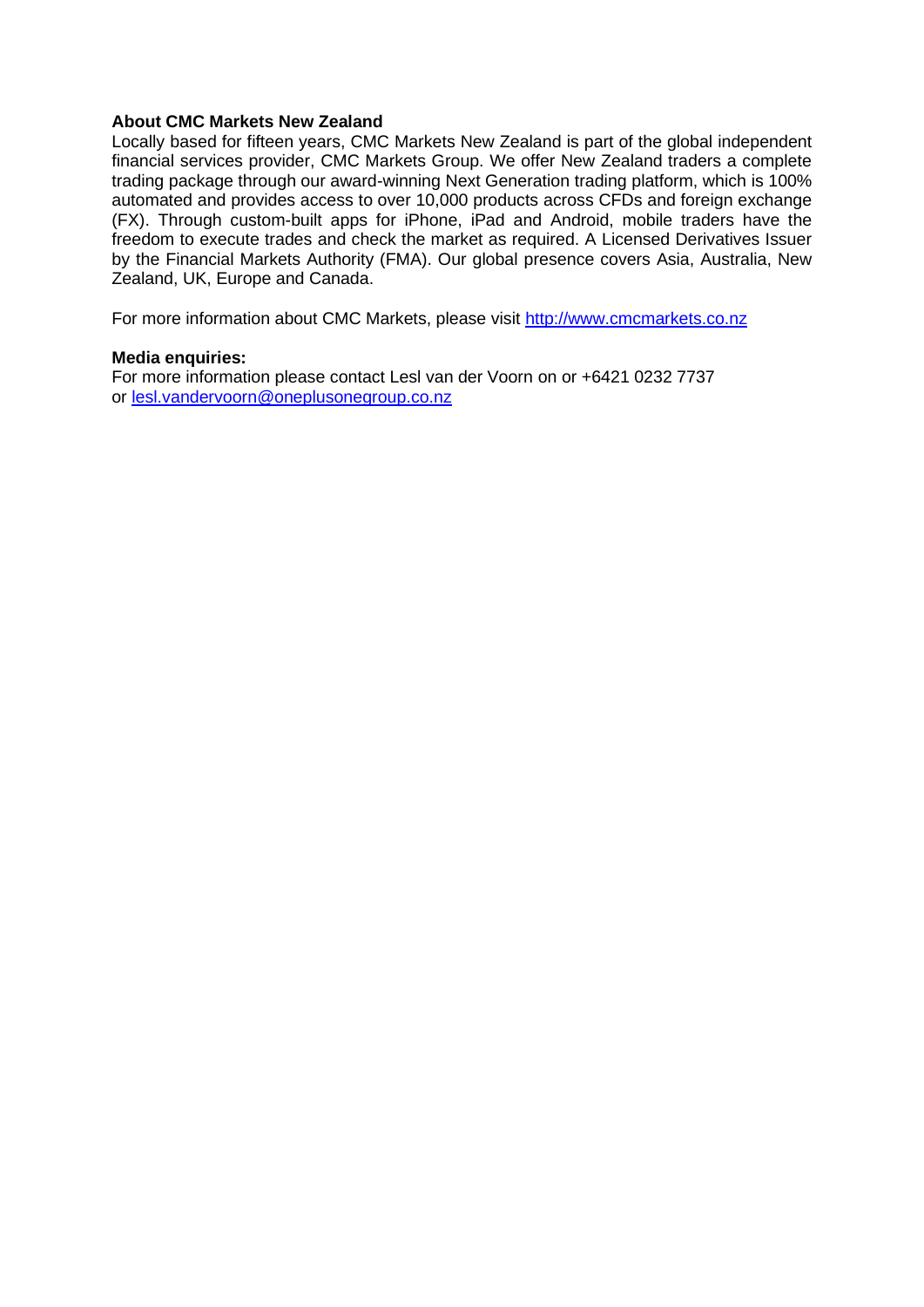**About CMC Markets New Zealand**

Locally based for fifteen years, CMC Markets New Zealand is part of the global independent financial services provider, CMC Markets Group. We offer New Zealand traders a complete trading package through our award-winning Next Generation trading platform, which is 100% automated and provides access to over 10,000 products across CFDs and foreign exchange (FX). Through custom-built apps for iPhone, iPad and Android, mobile traders have the freedom to execute trades and check the market as required. A Licensed Derivatives Issuer by the Financial Markets Authority (FMA). Our global presence covers Asia, Australia, New Zealand, UK, Europe and Canada.

For more information about CMC Markets, please visit [http://www.cmcmarkets.co.nz](http://www.cmcmarkets.co.nz)

**Media enquiries:**

For more information please contact Lesl van der Voorn on or +6421 0232 7737 or [lesl.vandervoorn@oneplusonegroup.co.nz](mailto:lesl.vandervoorn@oneplusonegroup.co.nz)